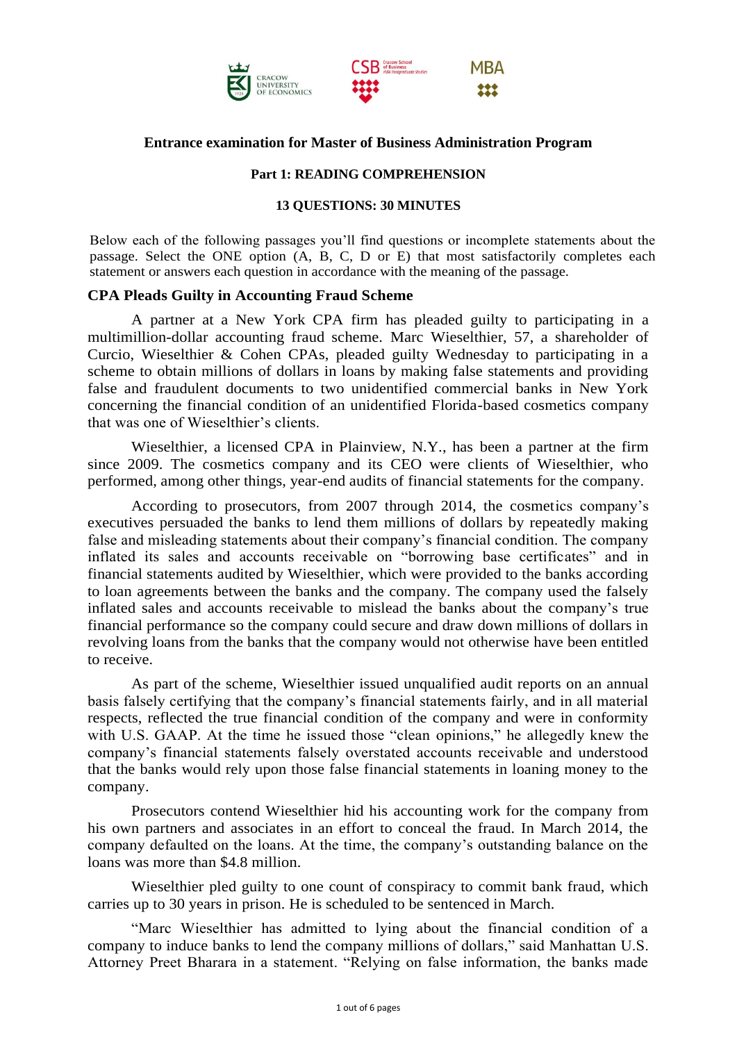**Entrance examination for Master of Business Administration Program**

**Part 1: READING COMPREHENSION**

**13 QUESTIONS: 30 MINUTES**

Below each of the following passages you'll find questions or incomplete statements about the passage. Select the ONE option (A, B, C, D or E) that most satisfactorily completes each statement or answers each question in accordance with the meaning of the passage.

## CPA Pleads Guilty in Accounting Fraud Scheme

A partner at a New York CPA firm has pleaded guilty to participating in a multimillion-dollar accounting fraud scheme. Marc Wieselthier, 57, a shareholder of Curcio, Wieselthier & Cohen CPAs, pleaded guilty Wednesday to participating in a scheme to obtain millions of dollars in loans by making false statements and providing false and fraudulent documents to two unidentified commercial banks in New York concerning the financial condition of an unidentified Florida-based cosmetics company that was one of Wieselthier's clients.

Wieselthier, a licensed CPA in Plainview, N.Y., has been a partner at the firm since 2009. The cosmetics company and its CEO were clients of Wieselthier, who performed, among other things, year-end audits of financial statements for the company.

According to prosecutors, from 2007 through 2014, the cosmetics company's executives persuaded the banks to lend them millions of dollars by repeatedly making false and misleading statements about their company's financial condition. The company inflated its sales and accounts receivable on "borrowing base certificates" and in financial statements audited by Wieselthier, which were provided to the banks according to loan agreements between the banks and the company. The company used the falsely inflated sales and accounts receivable to mislead the banks about the company's true financial performance so the company could secure and draw down millions of dollars in revolving loans from the banks that the company would not otherwise have been entitled to receive.

As part of the scheme, Wieselthier issued unqualified audit reports on an annual basis falsely certifying that the company's financial statements fairly, and in all material respects, reflected the true financial condition of the company and were in conformity with U.S. GAAP. At the time he issued those "clean opinions," he allegedly knew the company's financial statements falsely overstated accounts receivable and understood that the banks would rely upon those false financial statements in loaning money to the company.

Prosecutors contend Wieselthier hid his accounting work for the company from his own partners and associates in an effort to conceal the fraud. In March 2014, the company defaulted on the loans. At the time, the company's outstanding balance on the loans was more than $4.8 million.

Wieselthier pled guilty to one count of conspiracy to commit bank fraud, which carries up to 30 years in prison. He is scheduled to be sentenced in March.

"Marc Wieselthier has admitted to lying about the financial condition of a company to induce banks to lend the company millions of dollars," said Manhattan U.S. Attorney Preet Bharara in a statement. "Relying on false information, the banks made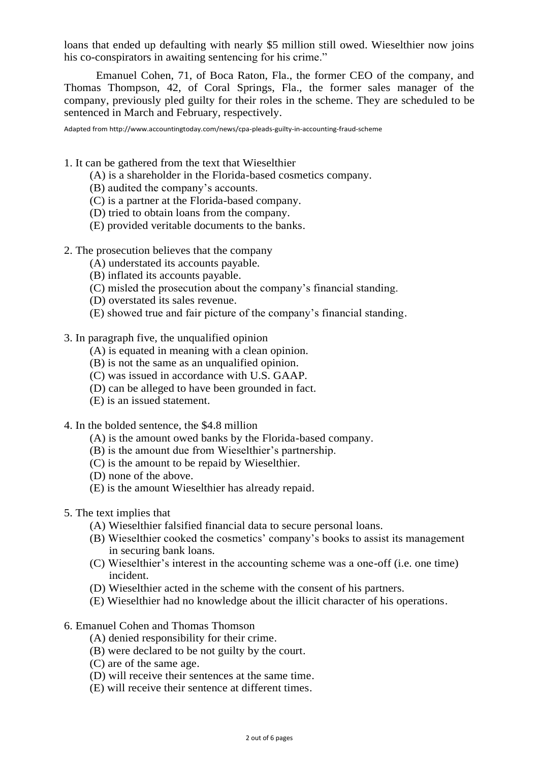loans that ended up defaulting with nearly $5 million still owed. Wieselthier now joins his co-conspirators in awaiting sentencing for his crime."

Emanuel Cohen, 71, of Boca Raton, Fla., the former CEO of the company, and Thomas Thompson, 42, of Coral Springs, Fla., the former sales manager of the company, previously pled guilty for their roles in the scheme. They are scheduled to be sentenced in March and February, respectively.

Adapted from http://www.accountingtoday.com/news/cpa-pleads-guilty-in-accounting-fraud-scheme

1. It can be gathered from the text that Wieselthier
   (A) is a shareholder in the Florida-based cosmetics company.
   (B) audited the company's accounts.
   (C) is a partner at the Florida-based company.
   (D) tried to obtain loans from the company.
   (E) provided veritable documents to the banks.

2. The prosecution believes that the company
   (A) understated its accounts payable.
   (B) inflated its accounts payable.
   (C) misled the prosecution about the company's financial standing.
   (D) overstated its sales revenue.
   (E) showed true and fair picture of the company's financial standing.

3. In paragraph five, the unqualified opinion
   (A) is equated in meaning with a clean opinion.
   (B) is not the same as an unqualified opinion.
   (C) was issued in accordance with U.S. GAAP.
   (D) can be alleged to have been grounded in fact.
   (E) is an issued statement.

4. In the bolded sentence, the $4.8 million
   (A) is the amount owed banks by the Florida-based company.
   (B) is the amount due from Wieselthier's partnership.
   (C) is the amount to be repaid by Wieselthier.
   (D) none of the above.
   (E) is the amount Wieselthier has already repaid.

5. The text implies that
   (A) Wieselthier falsified financial data to secure personal loans.
   (B) Wieselthier cooked the cosmetics' company's books to assist its management in securing bank loans.
   (C) Wieselthier's interest in the accounting scheme was a one-off (i.e. one time) incident.
   (D) Wieselthier acted in the scheme with the consent of his partners.
   (E) Wieselthier had no knowledge about the illicit character of his operations.

6. Emanuel Cohen and Thomas Thomson
   (A) denied responsibility for their crime.
   (B) were declared to be not guilty by the court.
   (C) are of the same age.
   (D) will receive their sentences at the same time.
   (E) will receive their sentence at different times.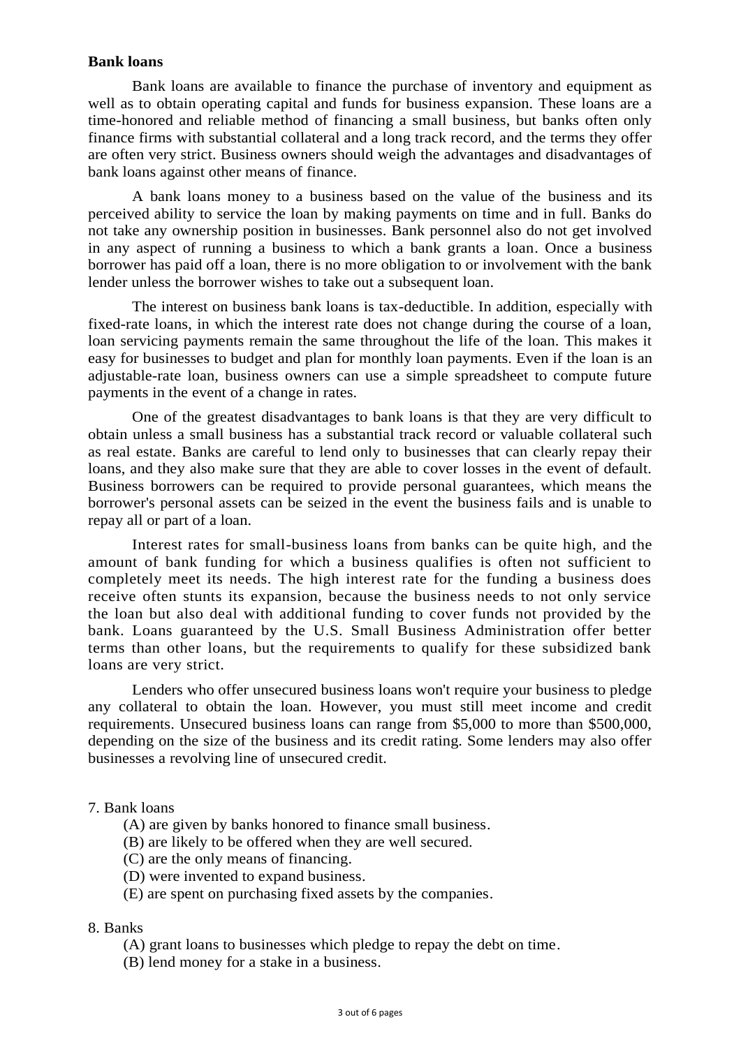**Bank loans**

Bank loans are available to finance the purchase of inventory and equipment as well as to obtain operating capital and funds for business expansion. These loans are a time-honored and reliable method of financing a small business, but banks often only finance firms with substantial collateral and a long track record, and the terms they offer are often very strict. Business owners should weigh the advantages and disadvantages of bank loans against other means of finance.

A bank loans money to a business based on the value of the business and its perceived ability to service the loan by making payments on time and in full. Banks do not take any ownership position in businesses. Bank personnel also do not get involved in any aspect of running a business to which a bank grants a loan. Once a business borrower has paid off a loan, there is no more obligation to or involvement with the bank lender unless the borrower wishes to take out a subsequent loan.

The interest on business bank loans is tax-deductible. In addition, especially with fixed-rate loans, in which the interest rate does not change during the course of a loan, loan servicing payments remain the same throughout the life of the loan. This makes it easy for businesses to budget and plan for monthly loan payments. Even if the loan is an adjustable-rate loan, business owners can use a simple spreadsheet to compute future payments in the event of a change in rates.

One of the greatest disadvantages to bank loans is that they are very difficult to obtain unless a small business has a substantial track record or valuable collateral such as real estate. Banks are careful to lend only to businesses that can clearly repay their loans, and they also make sure that they are able to cover losses in the event of default. Business borrowers can be required to provide personal guarantees, which means the borrower's personal assets can be seized in the event the business fails and is unable to repay all or part of a loan.

Interest rates for small-business loans from banks can be quite high, and the amount of bank funding for which a business qualifies is often not sufficient to completely meet its needs. The high interest rate for the funding a business does receive often stunts its expansion, because the business needs to not only service the loan but also deal with additional funding to cover funds not provided by the bank. Loans guaranteed by the U.S. Small Business Administration offer better terms than other loans, but the requirements to qualify for these subsidized bank loans are very strict.

Lenders who offer unsecured business loans won't require your business to pledge any collateral to obtain the loan. However, you must still meet income and credit requirements. Unsecured business loans can range from $5,000 to more than $500,000, depending on the size of the business and its credit rating. Some lenders may also offer businesses a revolving line of unsecured credit.

7. Bank loans

(A) are given by banks honored to finance small business.
(B) are likely to be offered when they are well secured.
(C) are the only means of financing.
(D) were invented to expand business.
(E) are spent on purchasing fixed assets by the companies.

8. Banks

(A) grant loans to businesses which pledge to repay the debt on time.
(B) lend money for a stake in a business.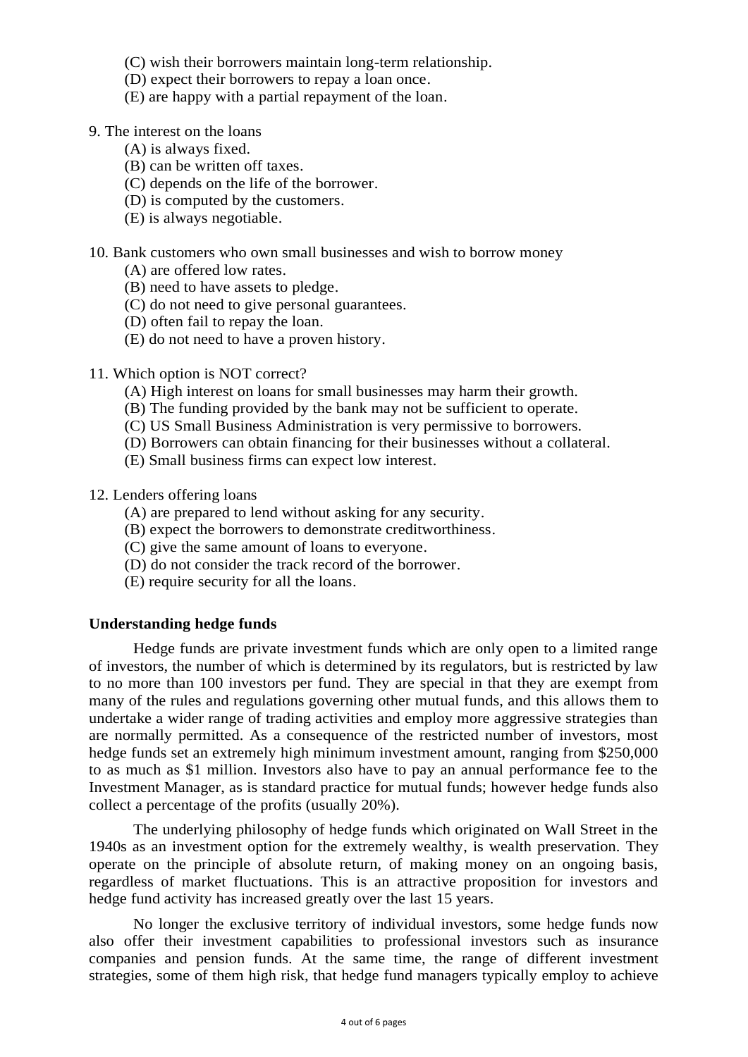(C) wish their borrowers maintain long-term relationship.
(D) expect their borrowers to repay a loan once.
(E) are happy with a partial repayment of the loan.

9. The interest on the loans
    (A) is always fixed.
    (B) can be written off taxes.
    (C) depends on the life of the borrower.
    (D) is computed by the customers.
    (E) is always negotiable.

10. Bank customers who own small businesses and wish to borrow money
    (A) are offered low rates.
    (B) need to have assets to pledge.
    (C) do not need to give personal guarantees.
    (D) often fail to repay the loan.
    (E) do not need to have a proven history.

11. Which option is NOT correct?
    (A) High interest on loans for small businesses may harm their growth.
    (B) The funding provided by the bank may not be sufficient to operate.
    (C) US Small Business Administration is very permissive to borrowers.
    (D) Borrowers can obtain financing for their businesses without a collateral.
    (E) Small business firms can expect low interest.

12. Lenders offering loans
    (A) are prepared to lend without asking for any security.
    (B) expect the borrowers to demonstrate creditworthiness.
    (C) give the same amount of loans to everyone.
    (D) do not consider the track record of the borrower.
    (E) require security for all the loans.

**Understanding hedge funds**

Hedge funds are private investment funds which are only open to a limited range of investors, the number of which is determined by its regulators, but is restricted by law to no more than 100 investors per fund. They are special in that they are exempt from many of the rules and regulations governing other mutual funds, and this allows them to undertake a wider range of trading activities and employ more aggressive strategies than are normally permitted. As a consequence of the restricted number of investors, most hedge funds set an extremely high minimum investment amount, ranging from $250,000 to as much as $1 million. Investors also have to pay an annual performance fee to the Investment Manager, as is standard practice for mutual funds; however hedge funds also collect a percentage of the profits (usually 20%).

The underlying philosophy of hedge funds which originated on Wall Street in the 1940s as an investment option for the extremely wealthy, is wealth preservation. They operate on the principle of absolute return, of making money on an ongoing basis, regardless of market fluctuations. This is an attractive proposition for investors and hedge fund activity has increased greatly over the last 15 years.

No longer the exclusive territory of individual investors, some hedge funds now also offer their investment capabilities to professional investors such as insurance companies and pension funds. At the same time, the range of different investment strategies, some of them high risk, that hedge fund managers typically employ to achieve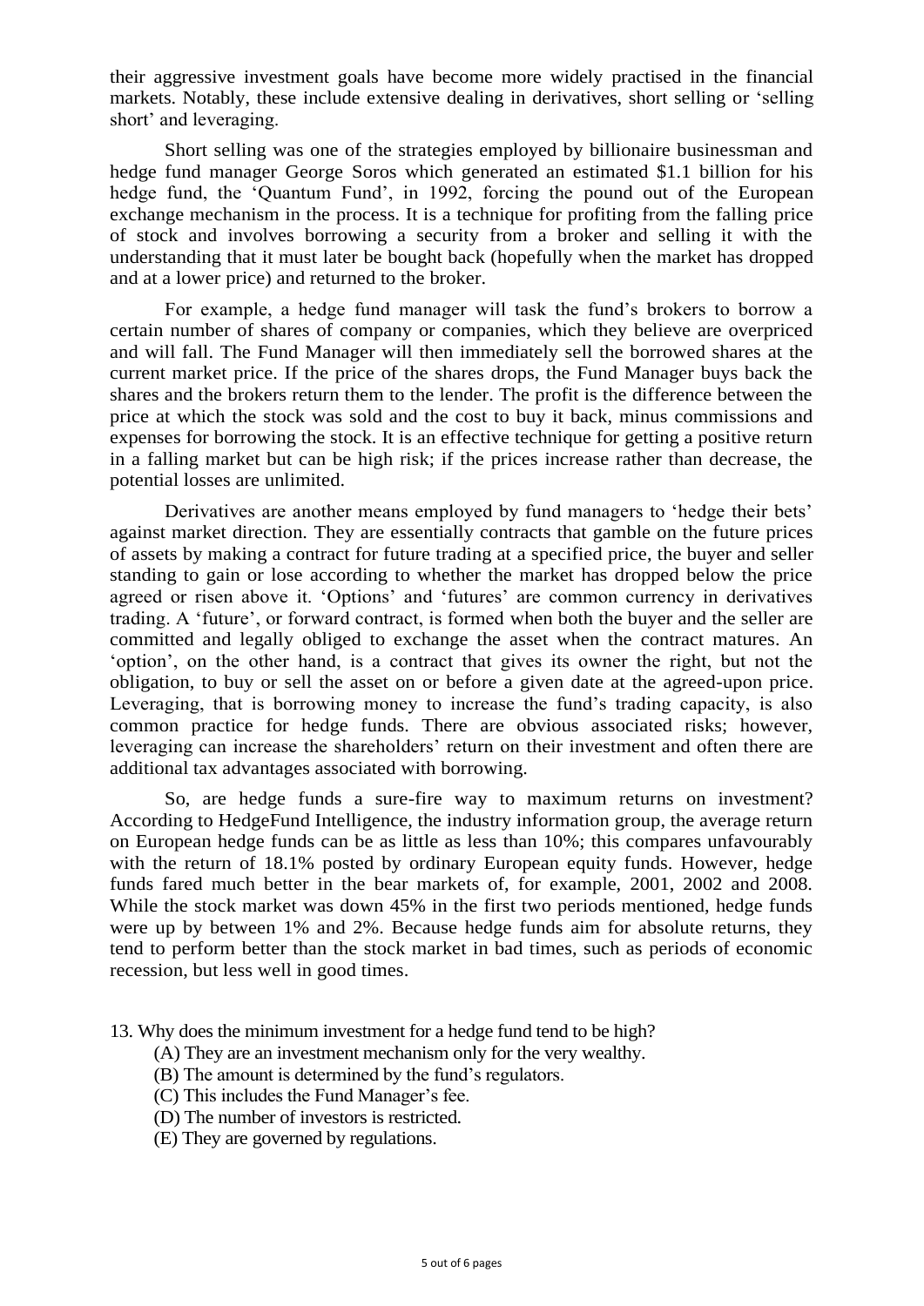their aggressive investment goals have become more widely practised in the financial markets. Notably, these include extensive dealing in derivatives, short selling or 'selling short' and leveraging.

Short selling was one of the strategies employed by billionaire businessman and hedge fund manager George Soros which generated an estimated $1.1 billion for his hedge fund, the 'Quantum Fund', in 1992, forcing the pound out of the European exchange mechanism in the process. It is a technique for profiting from the falling price of stock and involves borrowing a security from a broker and selling it with the understanding that it must later be bought back (hopefully when the market has dropped and at a lower price) and returned to the broker.

For example, a hedge fund manager will task the fund's brokers to borrow a certain number of shares of company or companies, which they believe are overpriced and will fall. The Fund Manager will then immediately sell the borrowed shares at the current market price. If the price of the shares drops, the Fund Manager buys back the shares and the brokers return them to the lender. The profit is the difference between the price at which the stock was sold and the cost to buy it back, minus commissions and expenses for borrowing the stock. It is an effective technique for getting a positive return in a falling market but can be high risk; if the prices increase rather than decrease, the potential losses are unlimited.

Derivatives are another means employed by fund managers to 'hedge their bets' against market direction. They are essentially contracts that gamble on the future prices of assets by making a contract for future trading at a specified price, the buyer and seller standing to gain or lose according to whether the market has dropped below the price agreed or risen above it. 'Options' and 'futures' are common currency in derivatives trading. A 'future', or forward contract, is formed when both the buyer and the seller are committed and legally obliged to exchange the asset when the contract matures. An 'option', on the other hand, is a contract that gives its owner the right, but not the obligation, to buy or sell the asset on or before a given date at the agreed-upon price. Leveraging, that is borrowing money to increase the fund's trading capacity, is also common practice for hedge funds. There are obvious associated risks; however, leveraging can increase the shareholders' return on their investment and often there are additional tax advantages associated with borrowing.

So, are hedge funds a sure-fire way to maximum returns on investment? According to HedgeFund Intelligence, the industry information group, the average return on European hedge funds can be as little as less than 10%; this compares unfavourably with the return of 18.1% posted by ordinary European equity funds. However, hedge funds fared much better in the bear markets of, for example, 2001, 2002 and 2008. While the stock market was down 45% in the first two periods mentioned, hedge funds were up by between 1% and 2%. Because hedge funds aim for absolute returns, they tend to perform better than the stock market in bad times, such as periods of economic recession, but less well in good times.

13. Why does the minimum investment for a hedge fund tend to be high?

(A) They are an investment mechanism only for the very wealthy.
(B) The amount is determined by the fund's regulators.
(C) This includes the Fund Manager's fee.
(D) The number of investors is restricted.
(E) They are governed by regulations.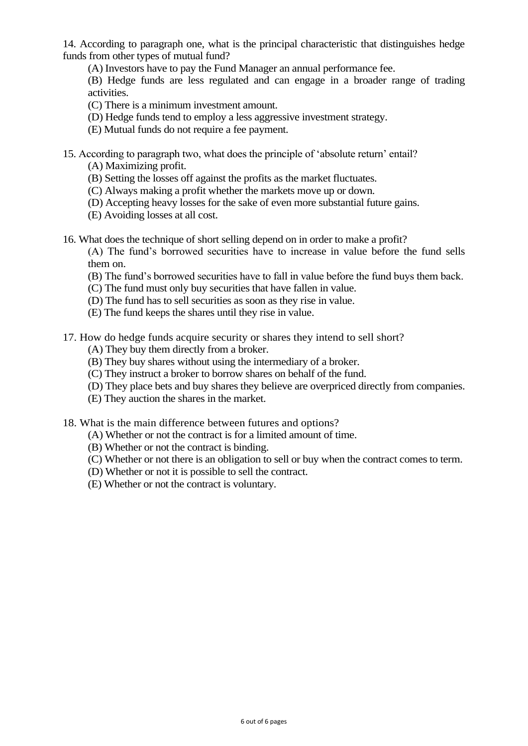14. According to paragraph one, what is the principal characteristic that distinguishes hedge funds from other types of mutual fund?

(A) Investors have to pay the Fund Manager an annual performance fee.

(B) Hedge funds are less regulated and can engage in a broader range of trading activities.

(C) There is a minimum investment amount.

(D) Hedge funds tend to employ a less aggressive investment strategy.

(E) Mutual funds do not require a fee payment.

15. According to paragraph two, what does the principle of 'absolute return' entail?

(A) Maximizing profit.

(B) Setting the losses off against the profits as the market fluctuates.

(C) Always making a profit whether the markets move up or down.

(D) Accepting heavy losses for the sake of even more substantial future gains.

(E) Avoiding losses at all cost.

16. What does the technique of short selling depend on in order to make a profit?

(A) The fund's borrowed securities have to increase in value before the fund sells them on.

(B) The fund's borrowed securities have to fall in value before the fund buys them back.

(C) The fund must only buy securities that have fallen in value.

(D) The fund has to sell securities as soon as they rise in value.

(E) The fund keeps the shares until they rise in value.

17. How do hedge funds acquire security or shares they intend to sell short?

(A) They buy them directly from a broker.

(B) They buy shares without using the intermediary of a broker.

(C) They instruct a broker to borrow shares on behalf of the fund.

(D) They place bets and buy shares they believe are overpriced directly from companies.

(E) They auction the shares in the market.

18. What is the main difference between futures and options?

(A) Whether or not the contract is for a limited amount of time.

(B) Whether or not the contract is binding.

(C) Whether or not there is an obligation to sell or buy when the contract comes to term.

(D) Whether or not it is possible to sell the contract.

(E) Whether or not the contract is voluntary.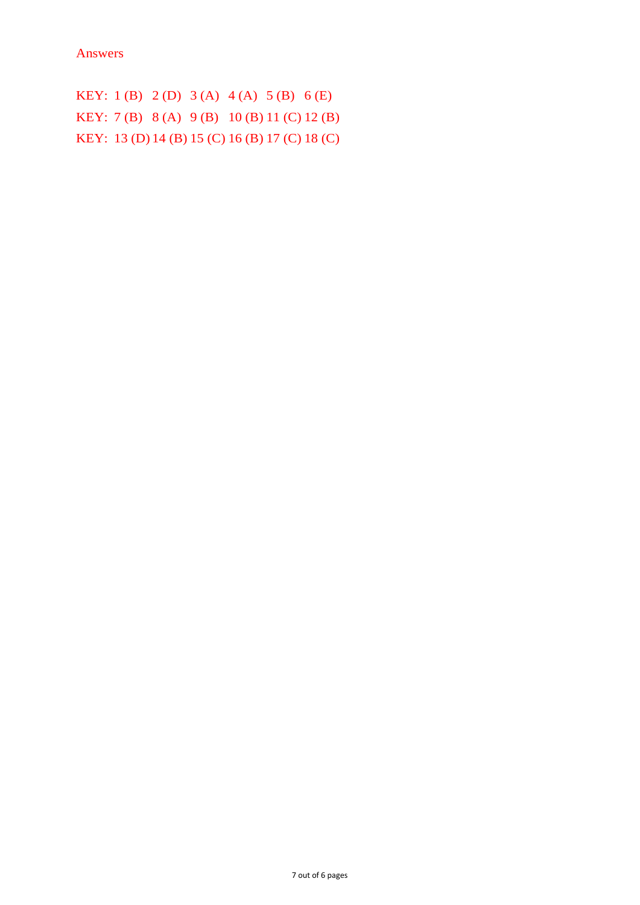Answers

KEY: 1 (B) 2 (D) 3 (A) 4 (A) 5 (B) 6 (E)

KEY: 7 (B) 8 (A) 9 (B) 10 (B) 11 (C) 12 (B)

KEY: 13 (D) 14 (B) 15 (C) 16 (B) 17 (C) 18 (C)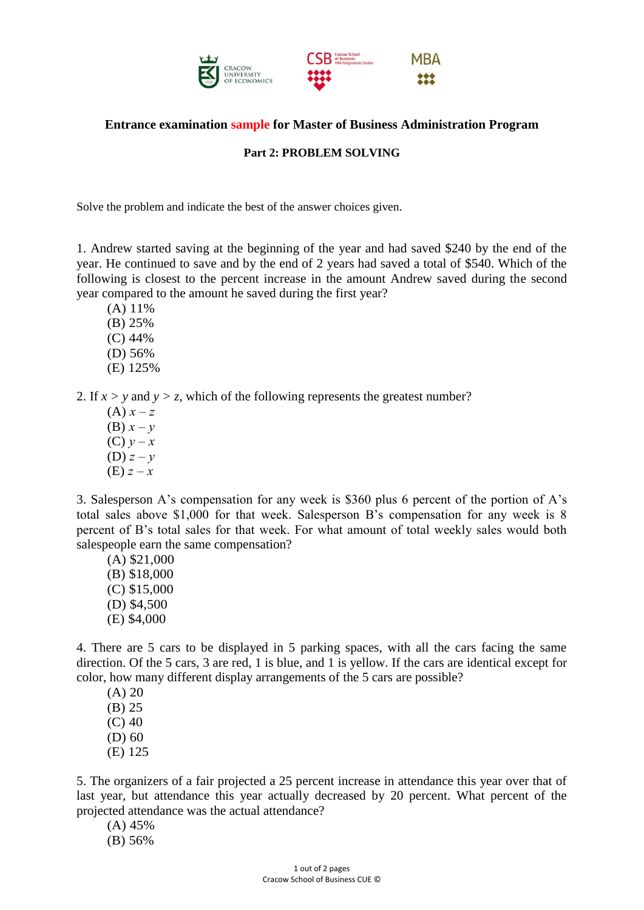**Entrance examination sample for Master of Business Administration Program**

**Part 2: PROBLEM SOLVING**

Solve the problem and indicate the best of the answer choices given.

1. Andrew started saving at the beginning of the year and had saved \$240 by the end of the year. He continued to save and by the end of 2 years had saved a total of \$540. Which of the following is closest to the percent increase in the amount Andrew saved during the second year compared to the amount he saved during the first year?

   (A) 11%
   (B) 25%
   (C) 44%
   (D) 56%
   (E) 125%

2. If $x > y$ and $y > z$, which of the following represents the greatest number?

   (A) $x - z$
   (B) $x - y$
   (C) $y - x$
   (D) $z - y$
   (E) $z - x$

3. Salesperson A's compensation for any week is \$360 plus 6 percent of the portion of A's total sales above \$1,000 for that week. Salesperson B's compensation for any week is 8 percent of B's total sales for that week. For what amount of total weekly sales would both salespeople earn the same compensation?

   (A) \$21,000
   (B) \$18,000
   (C) \$15,000
   (D) \$4,500
   (E) \$4,000

4. There are 5 cars to be displayed in 5 parking spaces, with all the cars facing the same direction. Of the 5 cars, 3 are red, 1 is blue, and 1 is yellow. If the cars are identical except for color, how many different display arrangements of the 5 cars are possible?

   (A) 20
   (B) 25
   (C) 40
   (D) 60
   (E) 125

5. The organizers of a fair projected a 25 percent increase in attendance this year over that of last year, but attendance this year actually decreased by 20 percent. What percent of the projected attendance was the actual attendance?

   (A) 45%
   (B) 56%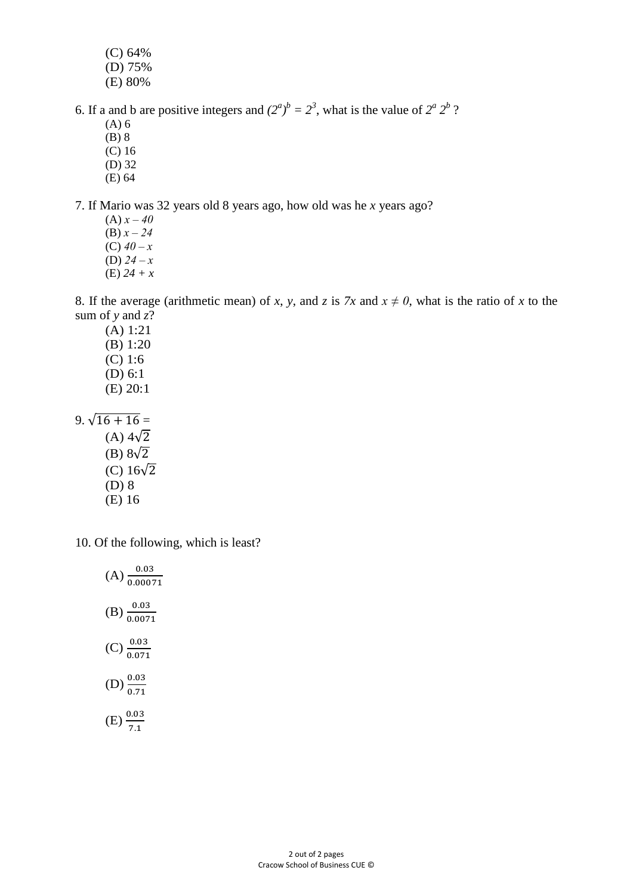(C) 64%
(D) 75%
(E) 80%

6. If a and b are positive integers and $(2^a)^b = 2^3$, what is the value of $2^a\, 2^b$ ?

(A) 6
(B) 8
(C) 16
(D) 32
(E) 64

7. If Mario was 32 years old 8 years ago, how old was he $x$ years ago?

(A) $x - 40$
(B) $x - 24$
(C) $40 - x$
(D) $24 - x$
(E) $24 + x$

8. If the average (arithmetic mean) of $x$, $y$, and $z$ is $7x$ and $x \neq 0$, what is the ratio of $x$ to the sum of $y$ and $z$?

(A) 1:21
(B) 1:20
(C) 1:6
(D) 6:1
(E) 20:1

9. $\sqrt{16 + 16} =$

(A) $4\sqrt{2}$
(B) $8\sqrt{2}$
(C) $16\sqrt{2}$
(D) 8
(E) 16

10. Of the following, which is least?

(A) $\frac{0.03}{0.00071}$

(B) $\frac{0.03}{0.0071}$

(C) $\frac{0.03}{0.071}$

(D) $\frac{0.03}{0.71}$

(E) $\frac{0.03}{7.1}$

Cracow School of Business CUE ©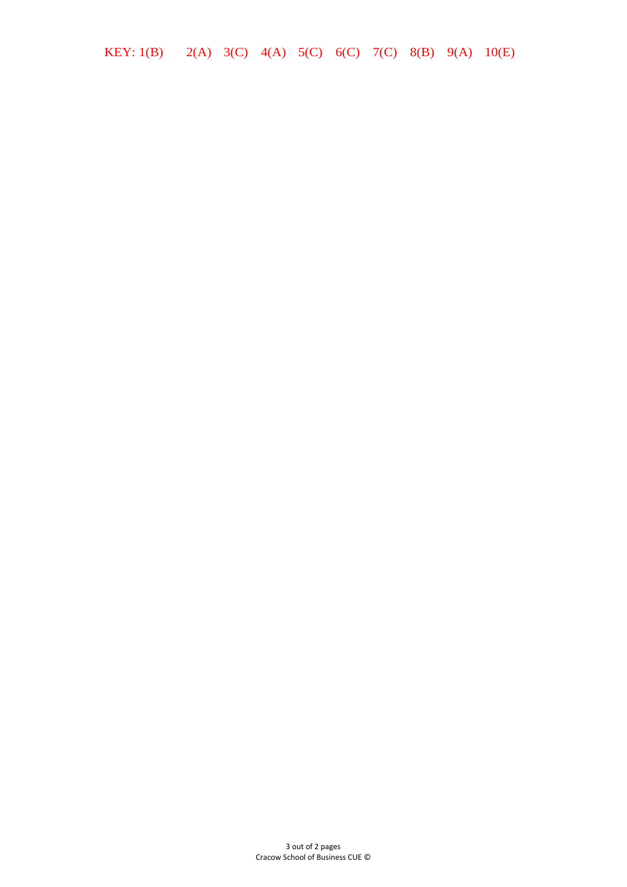KEY: 1(B) 2(A) 3(C) 4(A) 5(C) 6(C) 7(C) 8(B) 9(A) 10(E)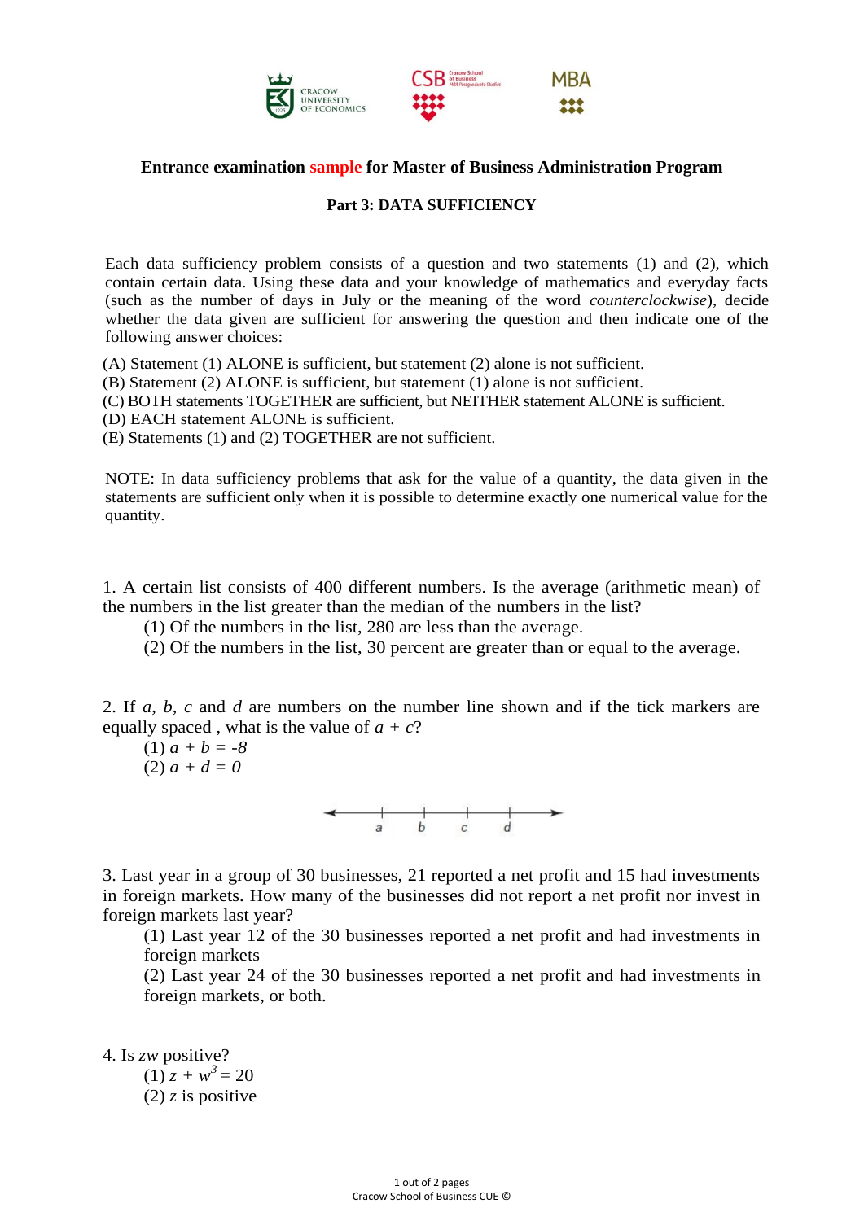**Entrance examination sample for Master of Business Administration Program**

**Part 3: DATA SUFFICIENCY**

Each data sufficiency problem consists of a question and two statements (1) and (2), which contain certain data. Using these data and your knowledge of mathematics and everyday facts (such as the number of days in July or the meaning of the word *counterclockwise*), decide whether the data given are sufficient for answering the question and then indicate one of the following answer choices:

(A) Statement (1) ALONE is sufficient, but statement (2) alone is not sufficient.
(B) Statement (2) ALONE is sufficient, but statement (1) alone is not sufficient.
(C) BOTH statements TOGETHER are sufficient, but NEITHER statement ALONE is sufficient.
(D) EACH statement ALONE is sufficient.
(E) Statements (1) and (2) TOGETHER are not sufficient.

NOTE: In data sufficiency problems that ask for the value of a quantity, the data given in the statements are sufficient only when it is possible to determine exactly one numerical value for the quantity.

1. A certain list consists of 400 different numbers. Is the average (arithmetic mean) of the numbers in the list greater than the median of the numbers in the list?
   (1) Of the numbers in the list, 280 are less than the average.
   (2) Of the numbers in the list, 30 percent are greater than or equal to the average.

2. If $a$, $b$, $c$ and $d$ are numbers on the number line shown and if the tick markers are equally spaced , what is the value of $a + c$?
   (1) $a + b = -8$
   (2) $a + d = 0$

a   b   c   d

3. Last year in a group of 30 businesses, 21 reported a net profit and 15 had investments in foreign markets. How many of the businesses did not report a net profit nor invest in foreign markets last year?
   (1) Last year 12 of the 30 businesses reported a net profit and had investments in foreign markets
   (2) Last year 24 of the 30 businesses reported a net profit and had investments in foreign markets, or both.

4. Is $zw$ positive?
   (1) $z + w^3 = 20$
   (2) $z$ is positive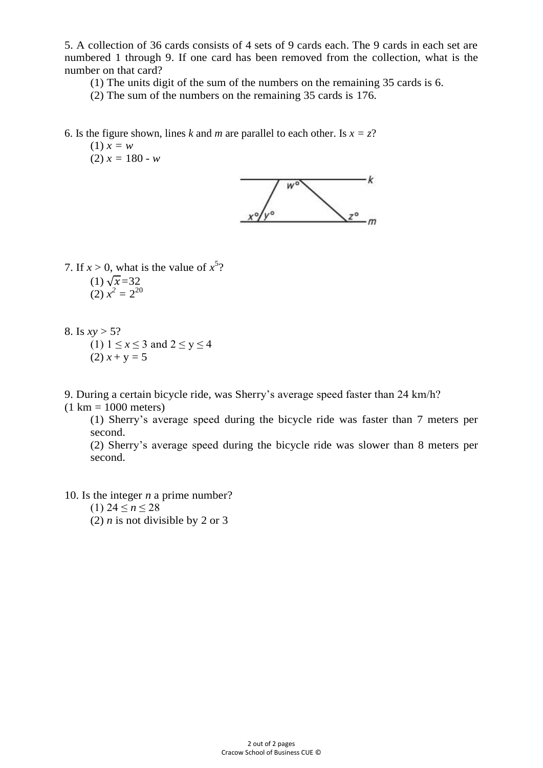5. A collection of 36 cards consists of 4 sets of 9 cards each. The 9 cards in each set are numbered 1 through 9. If one card has been removed from the collection, what is the number on that card?

(1) The units digit of the sum of the numbers on the remaining 35 cards is 6.

(2) The sum of the numbers on the remaining 35 cards is 176.

6. Is the figure shown, lines $k$ and $m$ are parallel to each other. Is $x = z$?

(1) $x = w$

(2) $x = 180 - w$

7. If $x > 0$, what is the value of $x^5$?

(1) $\sqrt{x}=32$

(2) $x^2 = 2^{20}$

8. Is $xy > 5$?

(1) $1 \leq x \leq 3$ and $2 \leq y \leq 4$

(2) $x + y = 5$

9. During a certain bicycle ride, was Sherry's average speed faster than 24 km/h? (1 km = 1000 meters)

(1) Sherry's average speed during the bicycle ride was faster than 7 meters per second.

(2) Sherry's average speed during the bicycle ride was slower than 8 meters per second.

10. Is the integer $n$ a prime number?

(1) $24 \leq n \leq 28$

(2) $n$ is not divisible by 2 or 3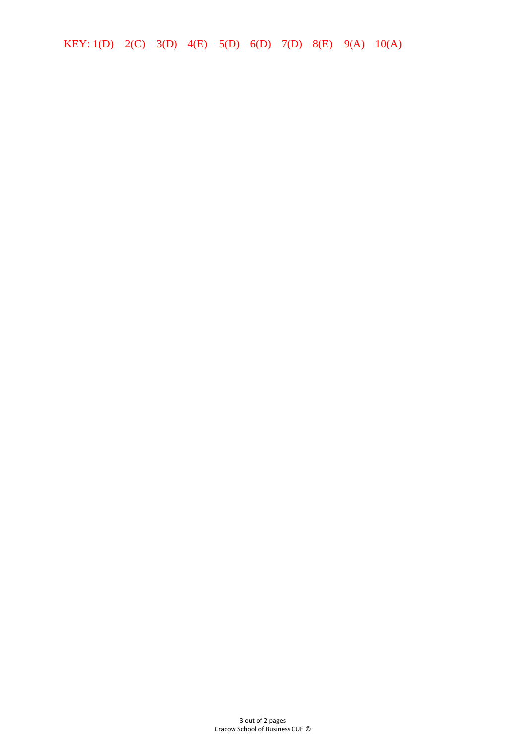KEY: 1(D) 2(C) 3(D) 4(E) 5(D) 6(D) 7(D) 8(E) 9(A) 10(A)